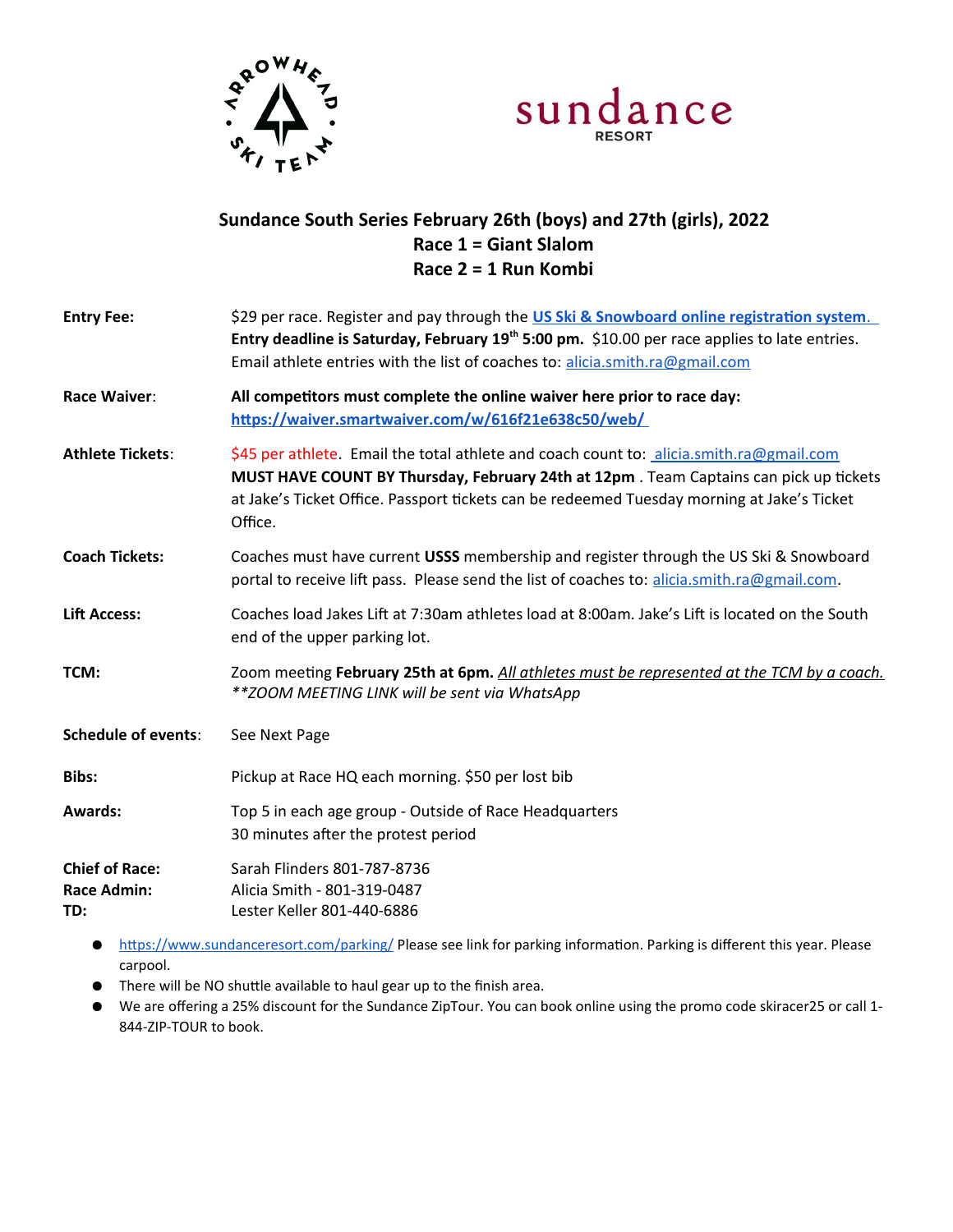# Sundance South Series February 26th (boys) and 27th (girls), 2022
## Race 1 = Giant Slalom
## Race 2 = 1 Run Kombi

| | |
|---|---|
| **Entry Fee:** | $29 per race. Register and pay through the **US Ski & Snowboard online registration system.** **Entry deadline is Saturday, February 19th 5:00 pm.** $10.00 per race applies to late entries. Email athlete entries with the list of coaches to: alicia.smith.ra@gmail.com |
| **Race Waiver**: | **All competitors must complete the online waiver here prior to race day: https://waiver.smartwaiver.com/w/616f21e638c50/web/** |
| **Athlete Tickets**: | $45 per athlete. Email the total athlete and coach count to: alicia.smith.ra@gmail.com **MUST HAVE COUNT BY Thursday, February 24th at 12pm** . Team Captains can pick up tickets at Jake's Ticket Office. Passport tickets can be redeemed Tuesday morning at Jake's Ticket Office. |
| **Coach Tickets:** | Coaches must have current **USSS** membership and register through the US Ski & Snowboard portal to receive lift pass. Please send the list of coaches to: alicia.smith.ra@gmail.com. |
| **Lift Access:** | Coaches load Jakes Lift at 7:30am athletes load at 8:00am. Jake's Lift is located on the South end of the upper parking lot. |
| **TCM:** | Zoom meeting **February 25th at 6pm.** *All athletes must be represented at the TCM by a coach.* *\*\*ZOOM MEETING LINK will be sent via WhatsApp* |
| **Schedule of events**: | See Next Page |
| **Bibs:** | Pickup at Race HQ each morning. $50 per lost bib |
| **Awards:** | Top 5 in each age group - Outside of Race Headquarters 30 minutes after the protest period |
| **Chief of Race:** | Sarah Flinders 801-787-8736 |
| **Race Admin:** | Alicia Smith - 801-319-0487 |
| **TD:** | Lester Keller 801-440-6886 |

- https://www.sundanceresort.com/parking/ Please see link for parking information. Parking is different this year. Please carpool.
- There will be NO shuttle available to haul gear up to the finish area.
- We are offering a 25% discount for the Sundance ZipTour. You can book online using the promo code skiracer25 or call 1-844-ZIP-TOUR to book.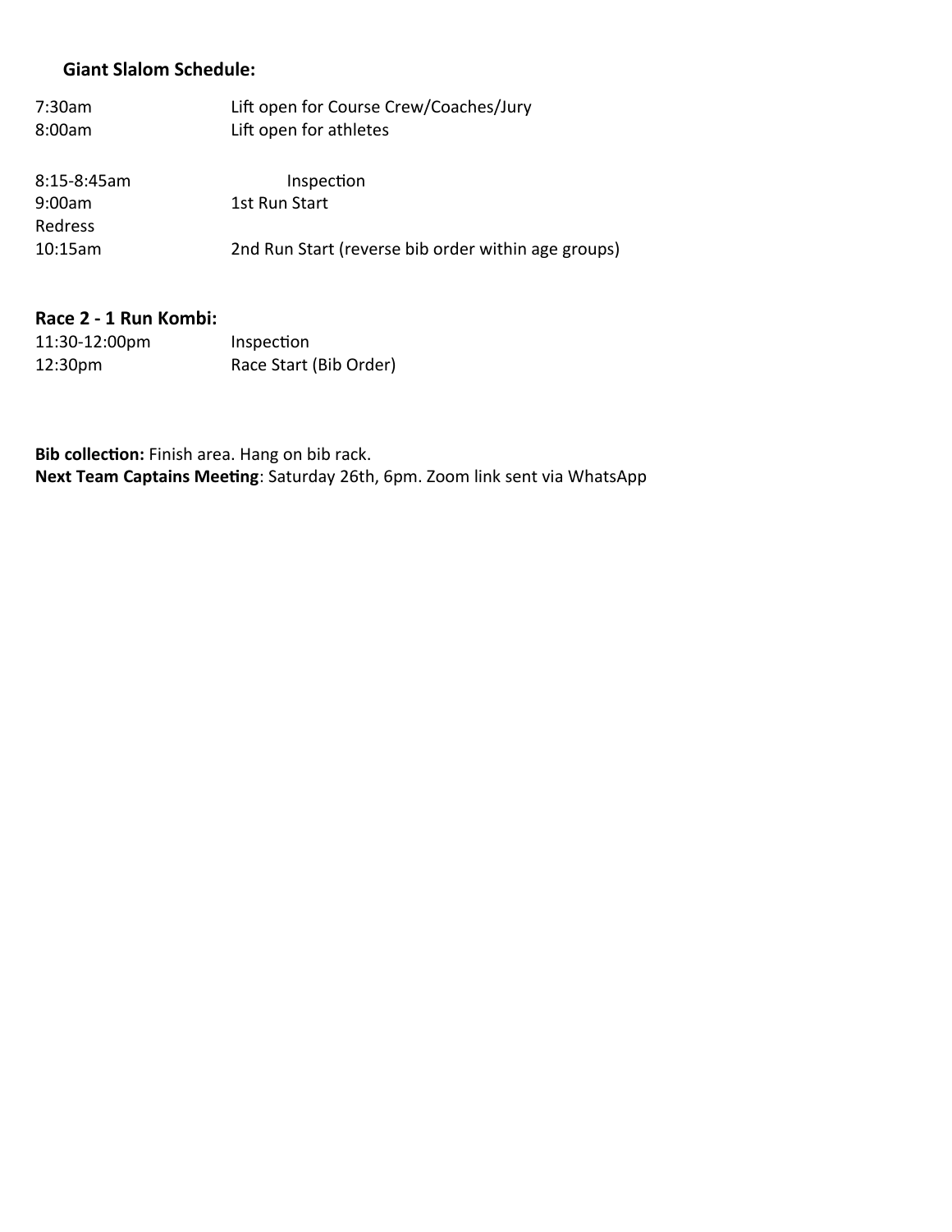**Giant Slalom Schedule:**

| | |
|---|---|
| 7:30am | Lift open for Course Crew/Coaches/Jury |
| 8:00am | Lift open for athletes |
| 8:15-8:45am | Inspection |
| 9:00am | 1st Run Start |
| Redress | |
| 10:15am | 2nd Run Start (reverse bib order within age groups) |

**Race 2 - 1 Run Kombi:**

| | |
|---|---|
| 11:30-12:00pm | Inspection |
| 12:30pm | Race Start (Bib Order) |

**Bib collection:** Finish area. Hang on bib rack.

**Next Team Captains Meeting**: Saturday 26th, 6pm. Zoom link sent via WhatsApp